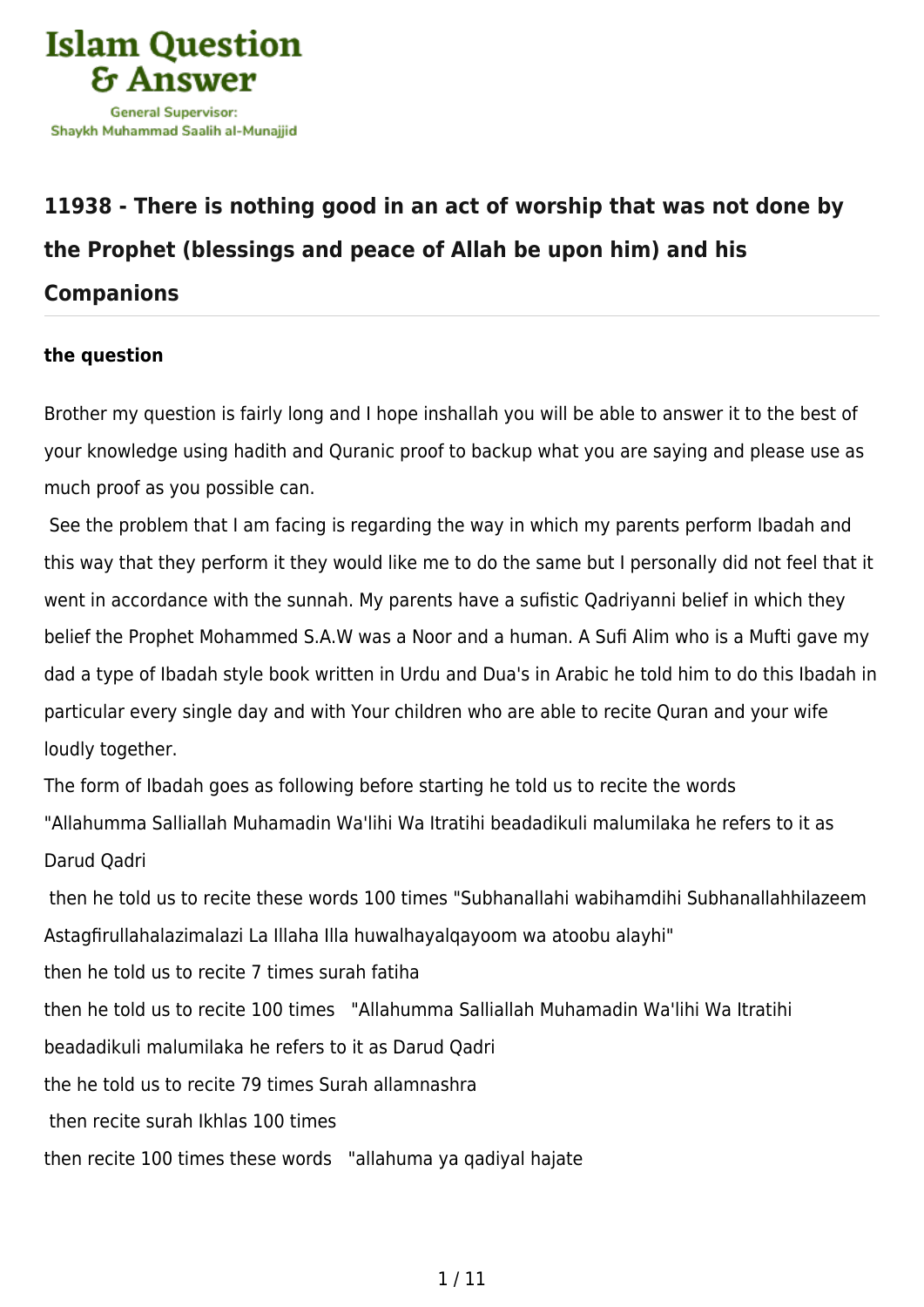# Islam Question & Answer

General Supervisor:
Shaykh Muhammad Saalih al-Munajjid

## 11938 - There is nothing good in an act of worship that was not done by the Prophet (blessings and peace of Allah be upon him) and his Companions

### the question

Brother my question is fairly long and I hope inshallah you will be able to answer it to the best of your knowledge using hadith and Quranic proof to backup what you are saying and please use as much proof as you possible can.

See the problem that I am facing is regarding the way in which my parents perform Ibadah and this way that they perform it they would like me to do the same but I personally did not feel that it went in accordance with the sunnah. My parents have a sufistic Qadriyanni belief in which they belief the Prophet Mohammed S.A.W was a Noor and a human. A Sufi Alim who is a Mufti gave my dad a type of Ibadah style book written in Urdu and Dua's in Arabic he told him to do this Ibadah in particular every single day and with Your children who are able to recite Quran and your wife loudly together.

The form of Ibadah goes as following before starting he told us to recite the words "Allahumma Salliallah Muhamadin Wa'lihi Wa Itratihi beadadikuli malumilaka he refers to it as Darud Qadri

then he told us to recite these words 100 times "Subhanallahi wabihamdihi Subhanallahhilazeem Astagfirullahalazimalazi La Illaha Illa huwalhayalqayoom wa atoobu alayhi"

then he told us to recite 7 times surah fatiha

then he told us to recite 100 times "Allahumma Salliallah Muhamadin Wa'lihi Wa Itratihi beadadikuli malumilaka he refers to it as Darud Qadri

the he told us to recite 79 times Surah allamnashra

then recite surah Ikhlas 100 times

then recite 100 times these words "allahuma ya qadiyal hajate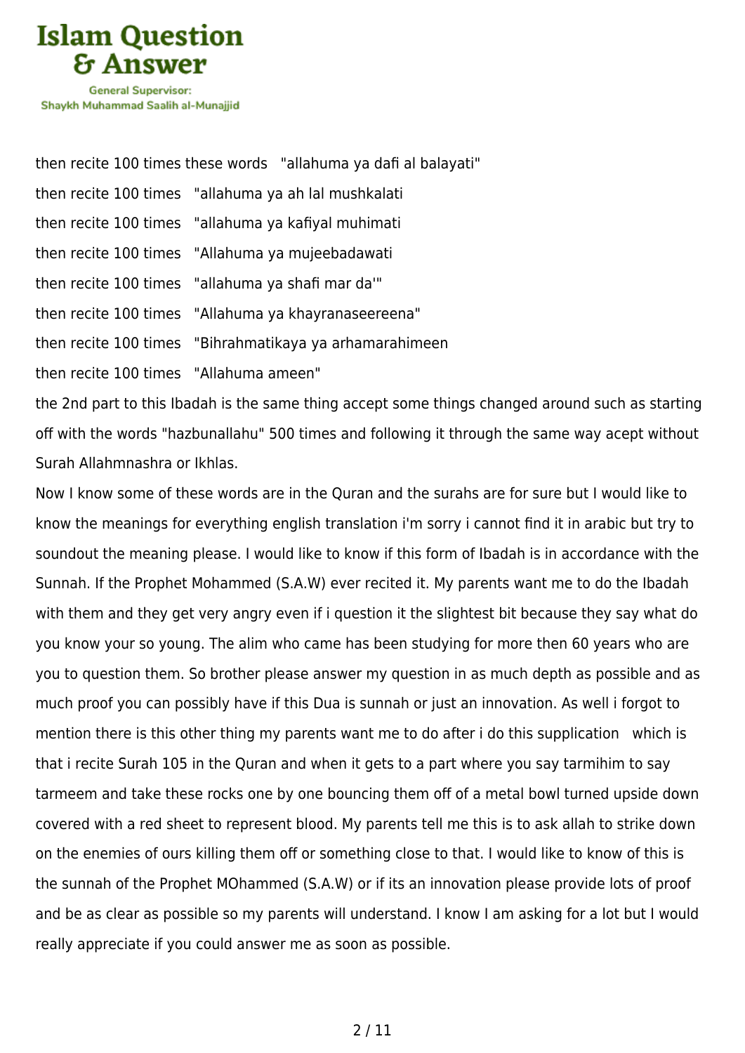then recite 100 times these words "allahuma ya dafi al balayati"

then recite 100 times "allahuma ya ah lal mushkalati

then recite 100 times "allahuma ya kafiyal muhimati

then recite 100 times "Allahuma ya mujeebadawati

then recite 100 times "allahuma ya shafi mar da'"

then recite 100 times "Allahuma ya khayranaseereena"

then recite 100 times "Bihrahmatikaya ya arhamarahimeen

then recite 100 times "Allahuma ameen"

the 2nd part to this Ibadah is the same thing accept some things changed around such as starting off with the words "hazbunallahu" 500 times and following it through the same way acept without Surah Allahmnashra or Ikhlas.

Now I know some of these words are in the Quran and the surahs are for sure but I would like to know the meanings for everything english translation i'm sorry i cannot find it in arabic but try to soundout the meaning please. I would like to know if this form of Ibadah is in accordance with the Sunnah. If the Prophet Mohammed (S.A.W) ever recited it. My parents want me to do the Ibadah with them and they get very angry even if i question it the slightest bit because they say what do you know your so young. The alim who came has been studying for more then 60 years who are you to question them. So brother please answer my question in as much depth as possible and as much proof you can possibly have if this Dua is sunnah or just an innovation. As well i forgot to mention there is this other thing my parents want me to do after i do this supplication which is that i recite Surah 105 in the Quran and when it gets to a part where you say tarmihim to say tarmeem and take these rocks one by one bouncing them off of a metal bowl turned upside down covered with a red sheet to represent blood. My parents tell me this is to ask allah to strike down on the enemies of ours killing them off or something close to that. I would like to know of this is the sunnah of the Prophet MOhammed (S.A.W) or if its an innovation please provide lots of proof and be as clear as possible so my parents will understand. I know I am asking for a lot but I would really appreciate if you could answer me as soon as possible.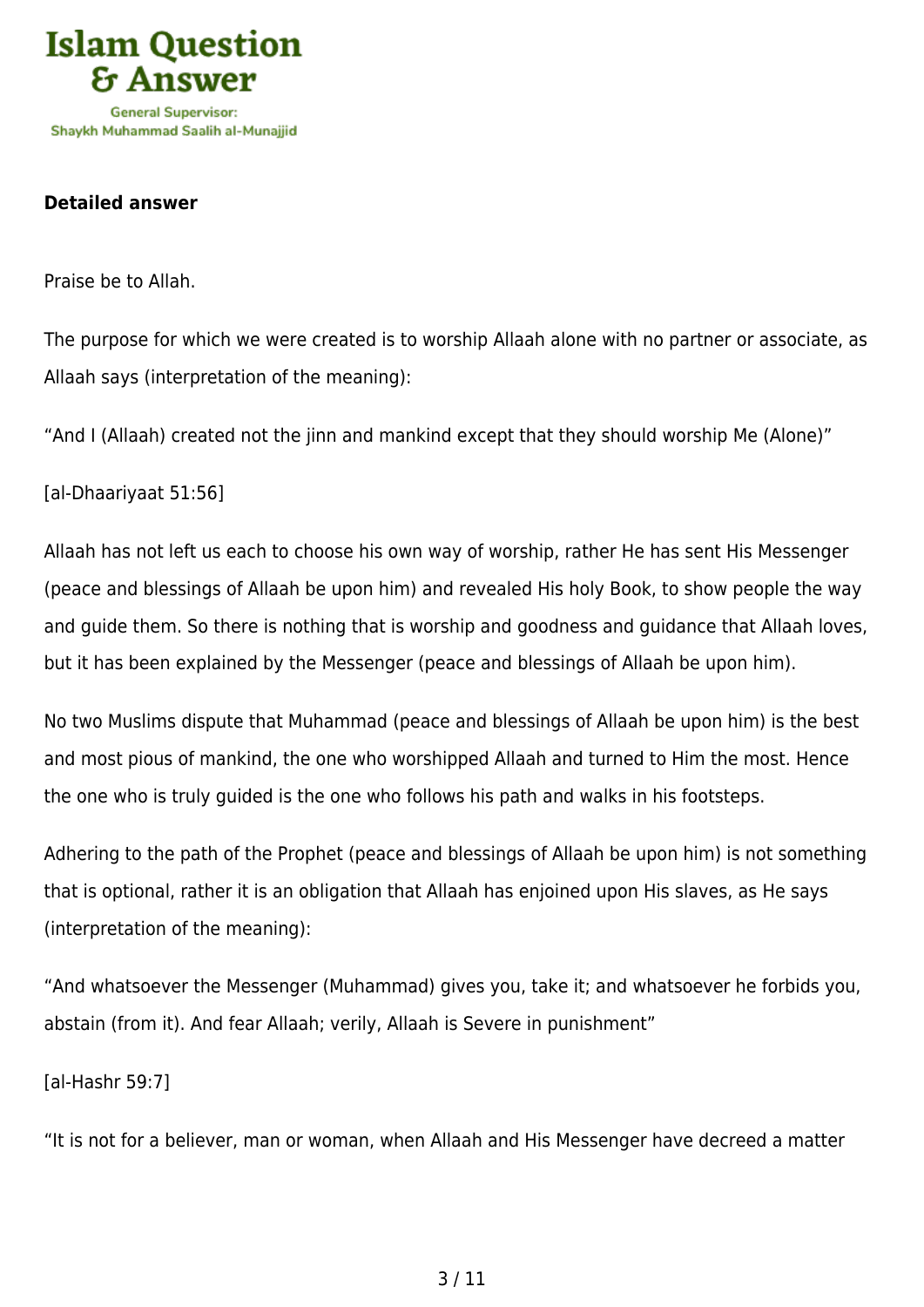**Detailed answer**

Praise be to Allah.

The purpose for which we were created is to worship Allaah alone with no partner or associate, as Allaah says (interpretation of the meaning):

"And I (Allaah) created not the jinn and mankind except that they should worship Me (Alone)"

[al-Dhaariyaat 51:56]

Allaah has not left us each to choose his own way of worship, rather He has sent His Messenger (peace and blessings of Allaah be upon him) and revealed His holy Book, to show people the way and guide them. So there is nothing that is worship and goodness and guidance that Allaah loves, but it has been explained by the Messenger (peace and blessings of Allaah be upon him).

No two Muslims dispute that Muhammad (peace and blessings of Allaah be upon him) is the best and most pious of mankind, the one who worshipped Allaah and turned to Him the most. Hence the one who is truly guided is the one who follows his path and walks in his footsteps.

Adhering to the path of the Prophet (peace and blessings of Allaah be upon him) is not something that is optional, rather it is an obligation that Allaah has enjoined upon His slaves, as He says (interpretation of the meaning):

"And whatsoever the Messenger (Muhammad) gives you, take it; and whatsoever he forbids you, abstain (from it). And fear Allaah; verily, Allaah is Severe in punishment"

[al-Hashr 59:7]

"It is not for a believer, man or woman, when Allaah and His Messenger have decreed a matter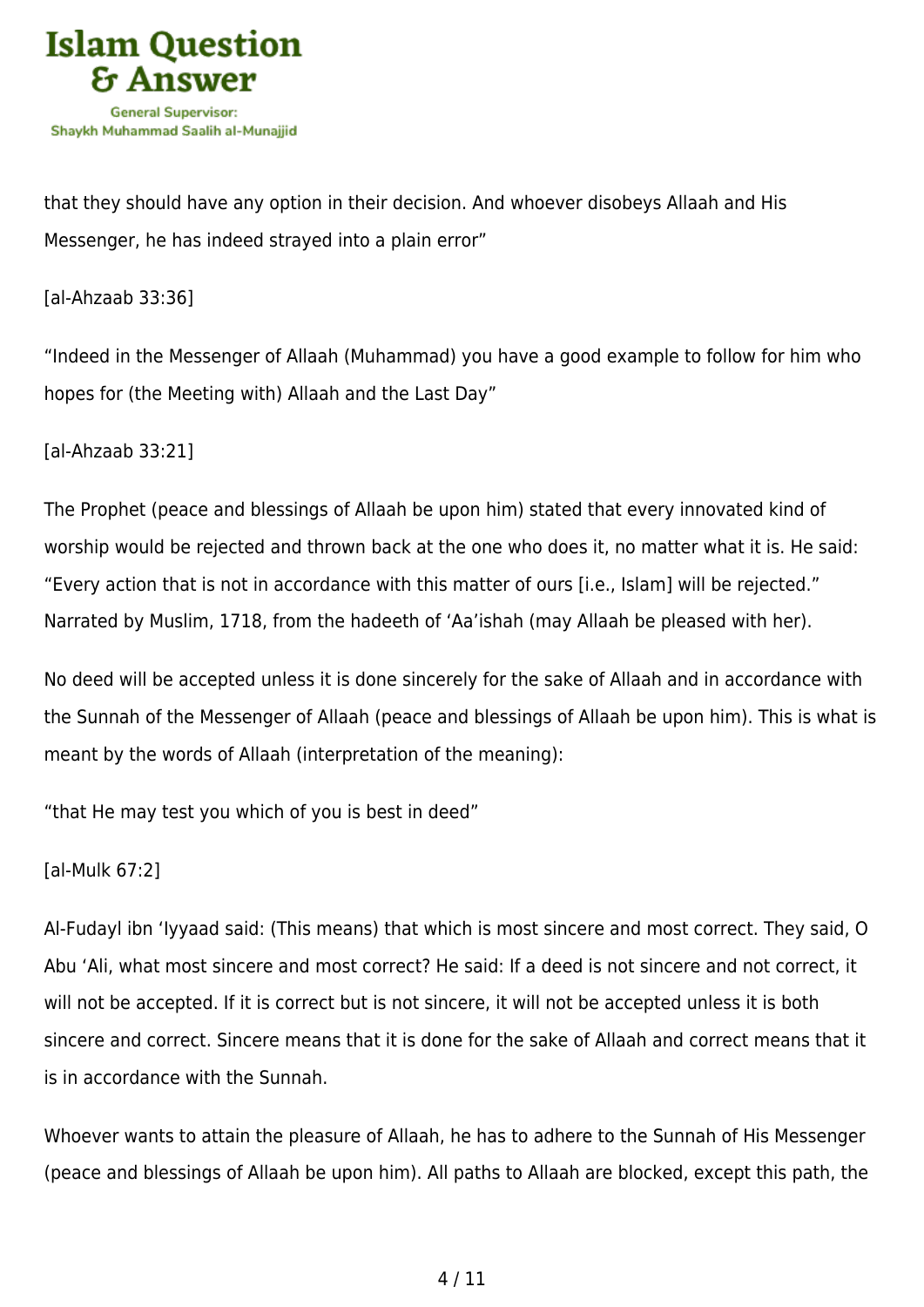that they should have any option in their decision. And whoever disobeys Allaah and His Messenger, he has indeed strayed into a plain error"

[al-Ahzaab 33:36]

"Indeed in the Messenger of Allaah (Muhammad) you have a good example to follow for him who hopes for (the Meeting with) Allaah and the Last Day"

[al-Ahzaab 33:21]

The Prophet (peace and blessings of Allaah be upon him) stated that every innovated kind of worship would be rejected and thrown back at the one who does it, no matter what it is. He said: "Every action that is not in accordance with this matter of ours [i.e., Islam] will be rejected." Narrated by Muslim, 1718, from the hadeeth of 'Aa'ishah (may Allaah be pleased with her).

No deed will be accepted unless it is done sincerely for the sake of Allaah and in accordance with the Sunnah of the Messenger of Allaah (peace and blessings of Allaah be upon him). This is what is meant by the words of Allaah (interpretation of the meaning):

"that He may test you which of you is best in deed"

[al-Mulk 67:2]

Al-Fudayl ibn 'Iyyaad said: (This means) that which is most sincere and most correct. They said, O Abu 'Ali, what most sincere and most correct? He said: If a deed is not sincere and not correct, it will not be accepted. If it is correct but is not sincere, it will not be accepted unless it is both sincere and correct. Sincere means that it is done for the sake of Allaah and correct means that it is in accordance with the Sunnah.

Whoever wants to attain the pleasure of Allaah, he has to adhere to the Sunnah of His Messenger (peace and blessings of Allaah be upon him). All paths to Allaah are blocked, except this path, the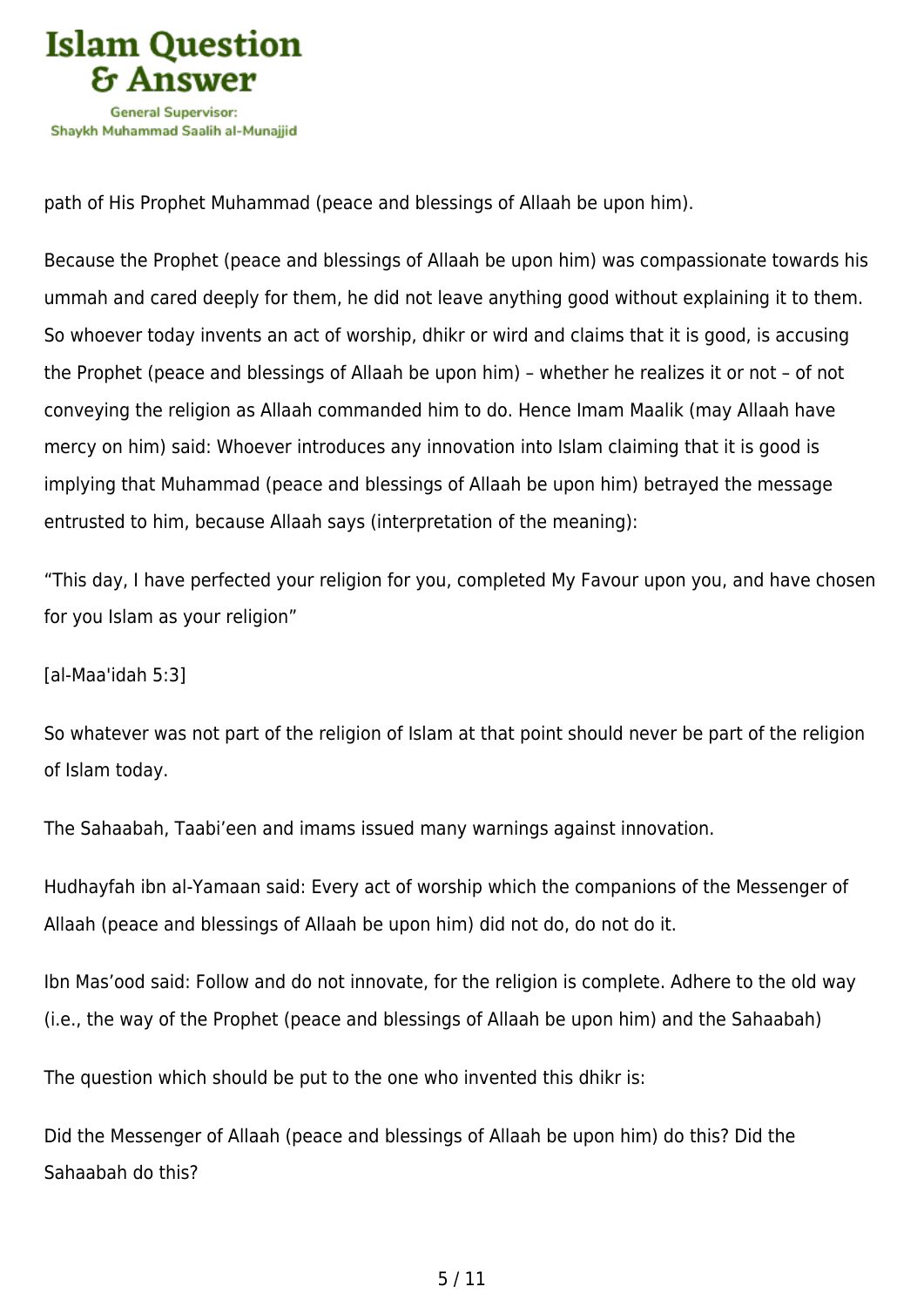path of His Prophet Muhammad (peace and blessings of Allaah be upon him).

Because the Prophet (peace and blessings of Allaah be upon him) was compassionate towards his ummah and cared deeply for them, he did not leave anything good without explaining it to them. So whoever today invents an act of worship, dhikr or wird and claims that it is good, is accusing the Prophet (peace and blessings of Allaah be upon him) – whether he realizes it or not – of not conveying the religion as Allaah commanded him to do. Hence Imam Maalik (may Allaah have mercy on him) said: Whoever introduces any innovation into Islam claiming that it is good is implying that Muhammad (peace and blessings of Allaah be upon him) betrayed the message entrusted to him, because Allaah says (interpretation of the meaning):

"This day, I have perfected your religion for you, completed My Favour upon you, and have chosen for you Islam as your religion"

[al-Maa'idah 5:3]

So whatever was not part of the religion of Islam at that point should never be part of the religion of Islam today.

The Sahaabah, Taabi'een and imams issued many warnings against innovation.

Hudhayfah ibn al-Yamaan said: Every act of worship which the companions of the Messenger of Allaah (peace and blessings of Allaah be upon him) did not do, do not do it.

Ibn Mas'ood said: Follow and do not innovate, for the religion is complete. Adhere to the old way (i.e., the way of the Prophet (peace and blessings of Allaah be upon him) and the Sahaabah)

The question which should be put to the one who invented this dhikr is:

Did the Messenger of Allaah (peace and blessings of Allaah be upon him) do this? Did the Sahaabah do this?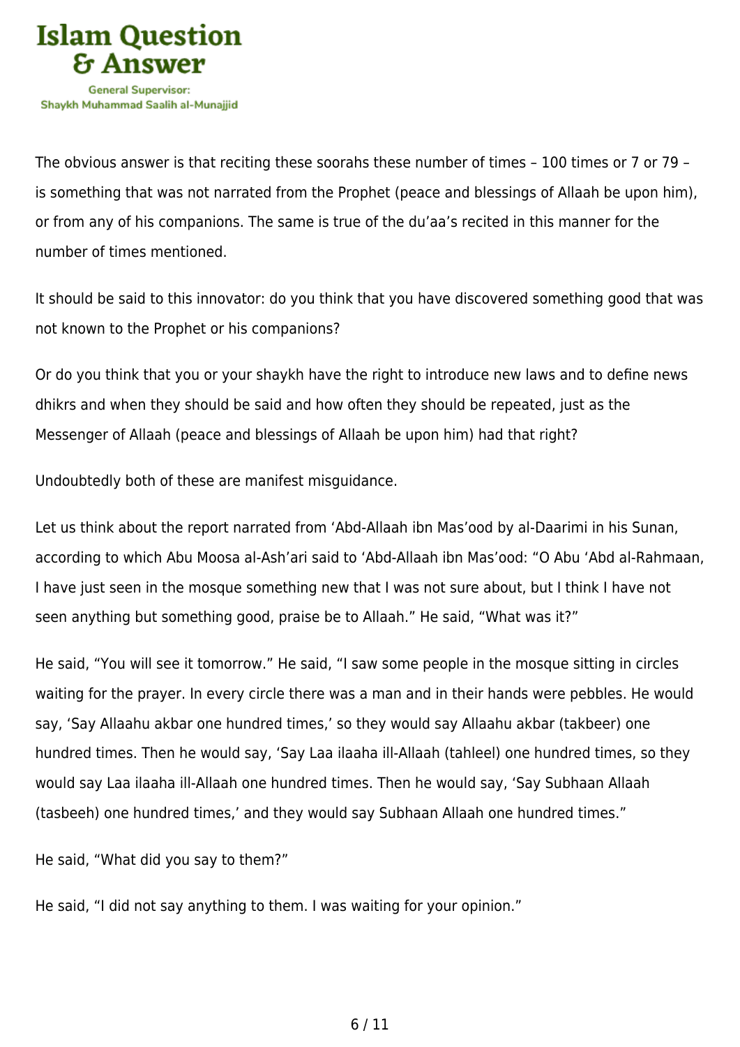The obvious answer is that reciting these soorahs these number of times – 100 times or 7 or 79 – is something that was not narrated from the Prophet (peace and blessings of Allaah be upon him), or from any of his companions. The same is true of the du'aa's recited in this manner for the number of times mentioned.

It should be said to this innovator: do you think that you have discovered something good that was not known to the Prophet or his companions?

Or do you think that you or your shaykh have the right to introduce new laws and to define news dhikrs and when they should be said and how often they should be repeated, just as the Messenger of Allaah (peace and blessings of Allaah be upon him) had that right?

Undoubtedly both of these are manifest misguidance.

Let us think about the report narrated from 'Abd-Allaah ibn Mas'ood by al-Daarimi in his Sunan, according to which Abu Moosa al-Ash'ari said to 'Abd-Allaah ibn Mas'ood: "O Abu 'Abd al-Rahmaan, I have just seen in the mosque something new that I was not sure about, but I think I have not seen anything but something good, praise be to Allaah." He said, "What was it?"

He said, "You will see it tomorrow." He said, "I saw some people in the mosque sitting in circles waiting for the prayer. In every circle there was a man and in their hands were pebbles. He would say, 'Say Allaahu akbar one hundred times,' so they would say Allaahu akbar (takbeer) one hundred times. Then he would say, 'Say Laa ilaaha ill-Allaah (tahleel) one hundred times, so they would say Laa ilaaha ill-Allaah one hundred times. Then he would say, 'Say Subhaan Allaah (tasbeeh) one hundred times,' and they would say Subhaan Allaah one hundred times."

He said, "What did you say to them?"

He said, "I did not say anything to them. I was waiting for your opinion."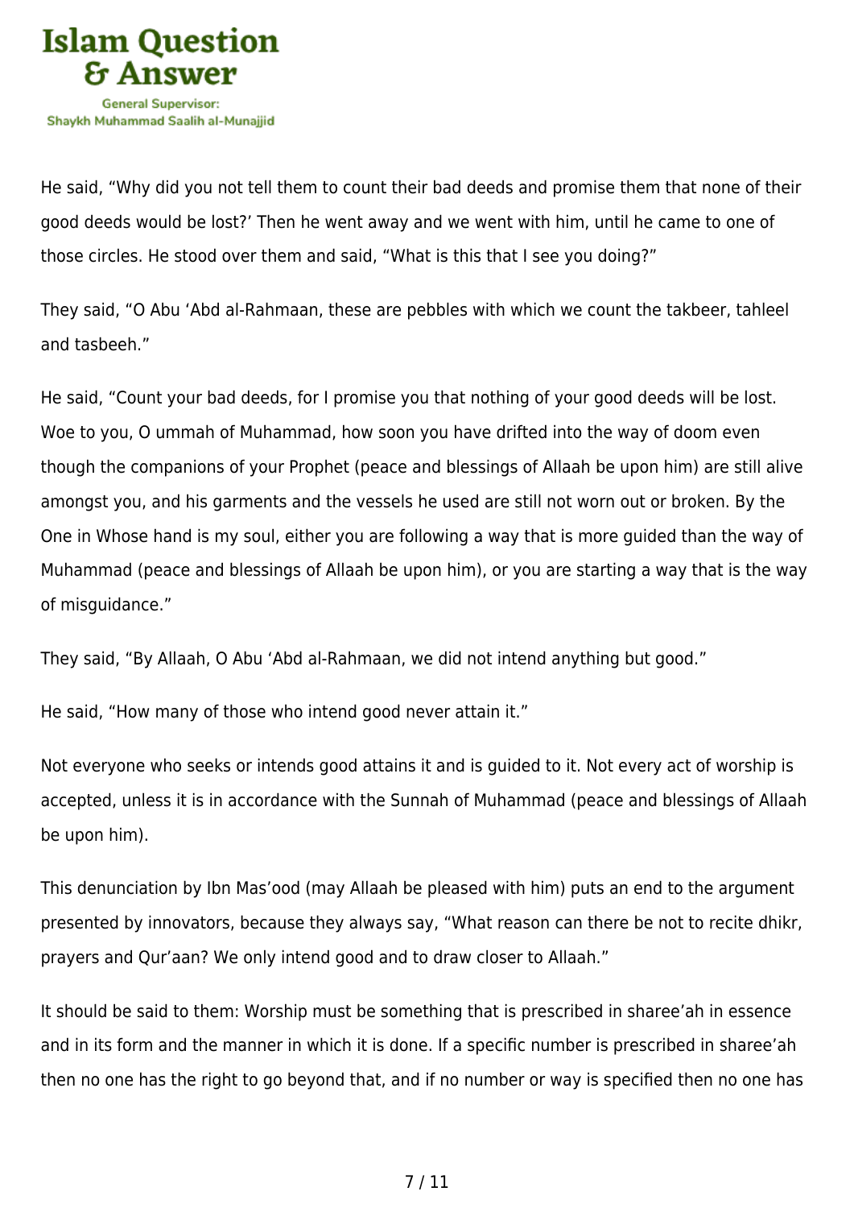He said, "Why did you not tell them to count their bad deeds and promise them that none of their good deeds would be lost?' Then he went away and we went with him, until he came to one of those circles. He stood over them and said, "What is this that I see you doing?"

They said, "O Abu 'Abd al-Rahmaan, these are pebbles with which we count the takbeer, tahleel and tasbeeh."

He said, "Count your bad deeds, for I promise you that nothing of your good deeds will be lost. Woe to you, O ummah of Muhammad, how soon you have drifted into the way of doom even though the companions of your Prophet (peace and blessings of Allaah be upon him) are still alive amongst you, and his garments and the vessels he used are still not worn out or broken. By the One in Whose hand is my soul, either you are following a way that is more guided than the way of Muhammad (peace and blessings of Allaah be upon him), or you are starting a way that is the way of misguidance."

They said, "By Allaah, O Abu 'Abd al-Rahmaan, we did not intend anything but good."

He said, "How many of those who intend good never attain it."

Not everyone who seeks or intends good attains it and is guided to it. Not every act of worship is accepted, unless it is in accordance with the Sunnah of Muhammad (peace and blessings of Allaah be upon him).

This denunciation by Ibn Mas'ood (may Allaah be pleased with him) puts an end to the argument presented by innovators, because they always say, "What reason can there be not to recite dhikr, prayers and Qur'aan? We only intend good and to draw closer to Allaah."

It should be said to them: Worship must be something that is prescribed in sharee'ah in essence and in its form and the manner in which it is done. If a specific number is prescribed in sharee'ah then no one has the right to go beyond that, and if no number or way is specified then no one has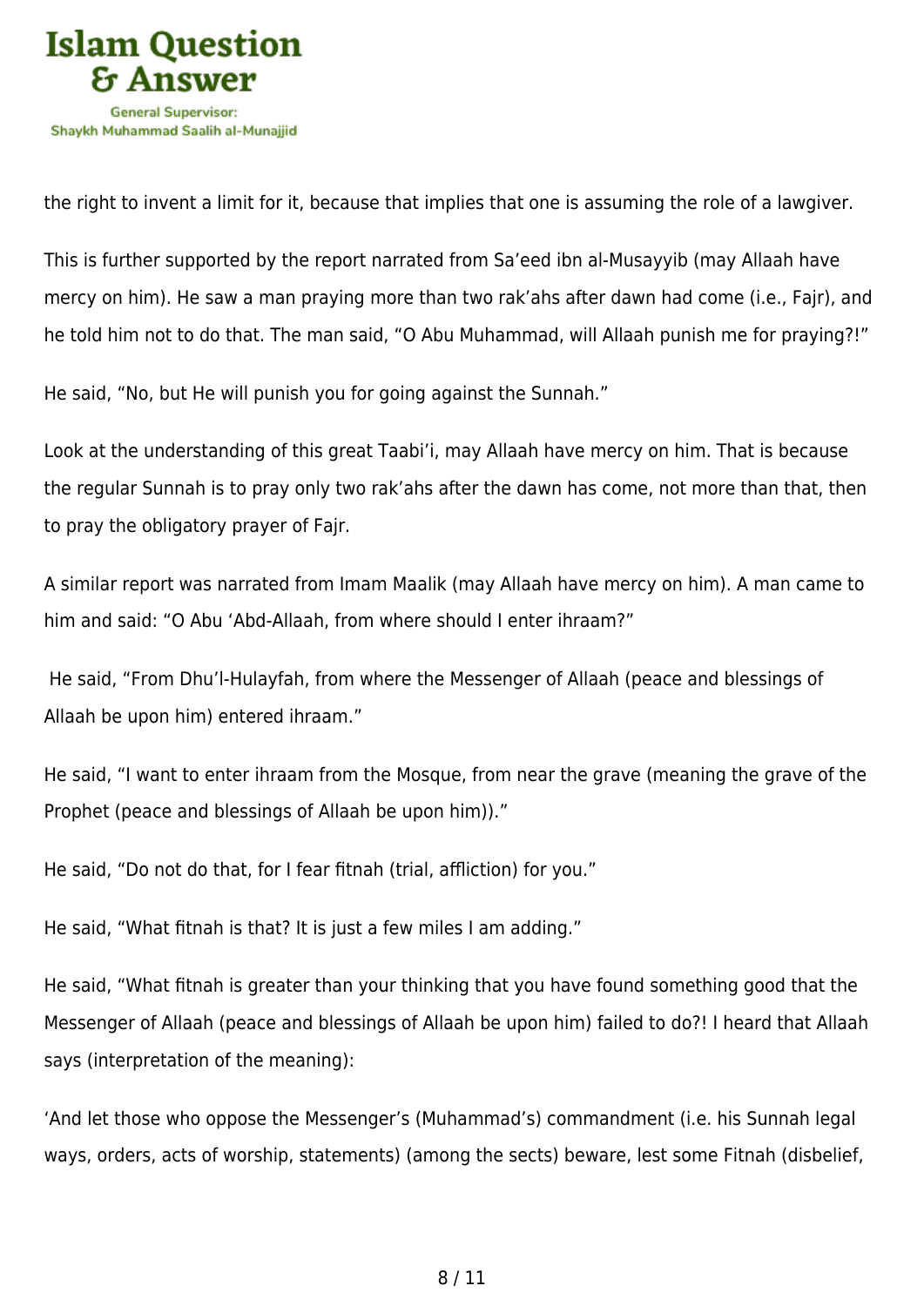the right to invent a limit for it, because that implies that one is assuming the role of a lawgiver.

This is further supported by the report narrated from Sa'eed ibn al-Musayyib (may Allaah have mercy on him). He saw a man praying more than two rak'ahs after dawn had come (i.e., Fajr), and he told him not to do that. The man said, "O Abu Muhammad, will Allaah punish me for praying?!"

He said, "No, but He will punish you for going against the Sunnah."

Look at the understanding of this great Taabi'i, may Allaah have mercy on him. That is because the regular Sunnah is to pray only two rak'ahs after the dawn has come, not more than that, then to pray the obligatory prayer of Fajr.

A similar report was narrated from Imam Maalik (may Allaah have mercy on him). A man came to him and said: "O Abu 'Abd-Allaah, from where should I enter ihraam?"

He said, "From Dhu'l-Hulayfah, from where the Messenger of Allaah (peace and blessings of Allaah be upon him) entered ihraam."

He said, "I want to enter ihraam from the Mosque, from near the grave (meaning the grave of the Prophet (peace and blessings of Allaah be upon him))."

He said, "Do not do that, for I fear fitnah (trial, affliction) for you."

He said, "What fitnah is that? It is just a few miles I am adding."

He said, "What fitnah is greater than your thinking that you have found something good that the Messenger of Allaah (peace and blessings of Allaah be upon him) failed to do?! I heard that Allaah says (interpretation of the meaning):

'And let those who oppose the Messenger's (Muhammad's) commandment (i.e. his Sunnah legal ways, orders, acts of worship, statements) (among the sects) beware, lest some Fitnah (disbelief,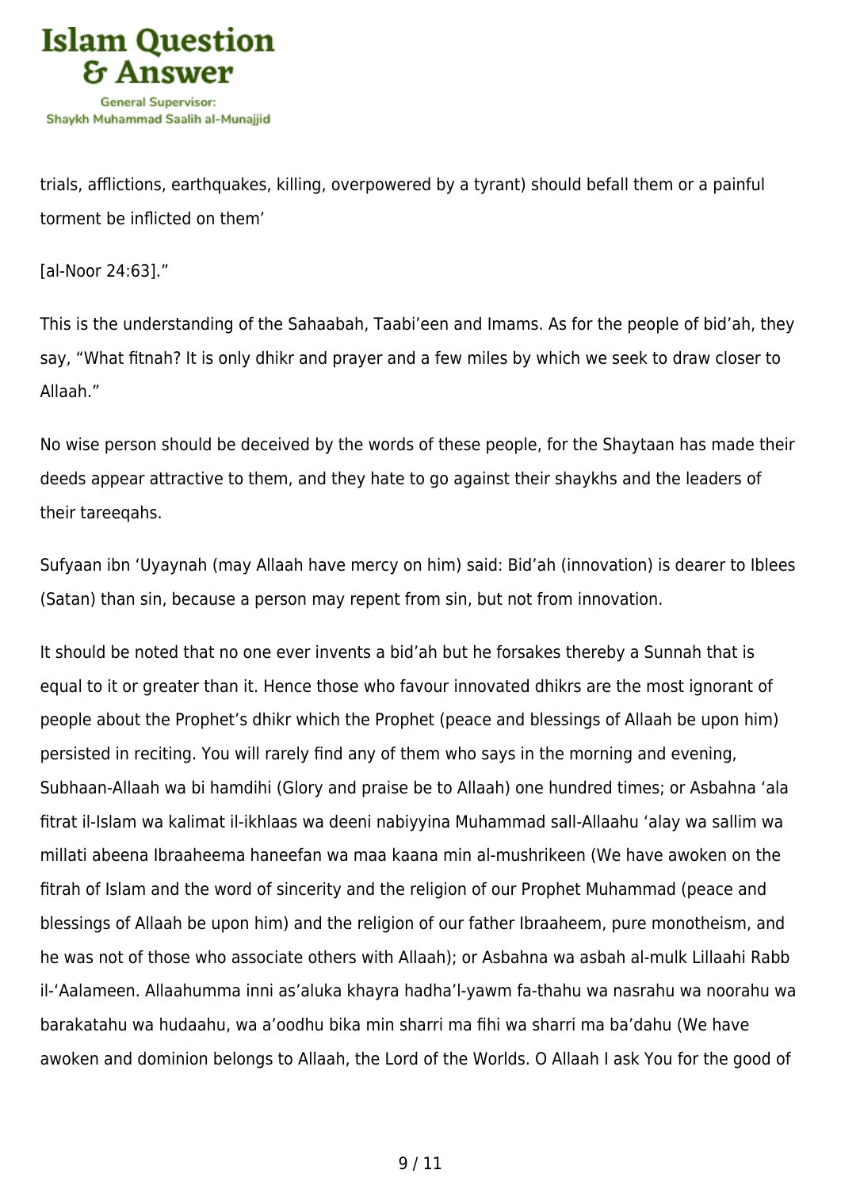trials, afflictions, earthquakes, killing, overpowered by a tyrant) should befall them or a painful torment be inflicted on them'

[al-Noor 24:63]."

This is the understanding of the Sahaabah, Taabi'een and Imams. As for the people of bid'ah, they say, "What fitnah? It is only dhikr and prayer and a few miles by which we seek to draw closer to Allaah."

No wise person should be deceived by the words of these people, for the Shaytaan has made their deeds appear attractive to them, and they hate to go against their shaykhs and the leaders of their tareeqahs.

Sufyaan ibn 'Uyaynah (may Allaah have mercy on him) said: Bid'ah (innovation) is dearer to Iblees (Satan) than sin, because a person may repent from sin, but not from innovation.

It should be noted that no one ever invents a bid'ah but he forsakes thereby a Sunnah that is equal to it or greater than it. Hence those who favour innovated dhikrs are the most ignorant of people about the Prophet's dhikr which the Prophet (peace and blessings of Allaah be upon him) persisted in reciting. You will rarely find any of them who says in the morning and evening, Subhaan-Allaah wa bi hamdihi (Glory and praise be to Allaah) one hundred times; or Asbahna 'ala fitrat il-Islam wa kalimat il-ikhlaas wa deeni nabiyyina Muhammad sall-Allaahu 'alay wa sallim wa millati abeena Ibraaheema haneefan wa maa kaana min al-mushrikeen (We have awoken on the fitrah of Islam and the word of sincerity and the religion of our Prophet Muhammad (peace and blessings of Allaah be upon him) and the religion of our father Ibraaheem, pure monotheism, and he was not of those who associate others with Allaah); or Asbahna wa asbah al-mulk Lillaahi Rabb il-'Aalameen. Allaahumma inni as'aluka khayra hadha'l-yawm fa-thahu wa nasrahu wa noorahu wa barakatahu wa hudaahu, wa a'oodhu bika min sharri ma fihi wa sharri ma ba'dahu (We have awoken and dominion belongs to Allaah, the Lord of the Worlds. O Allaah I ask You for the good of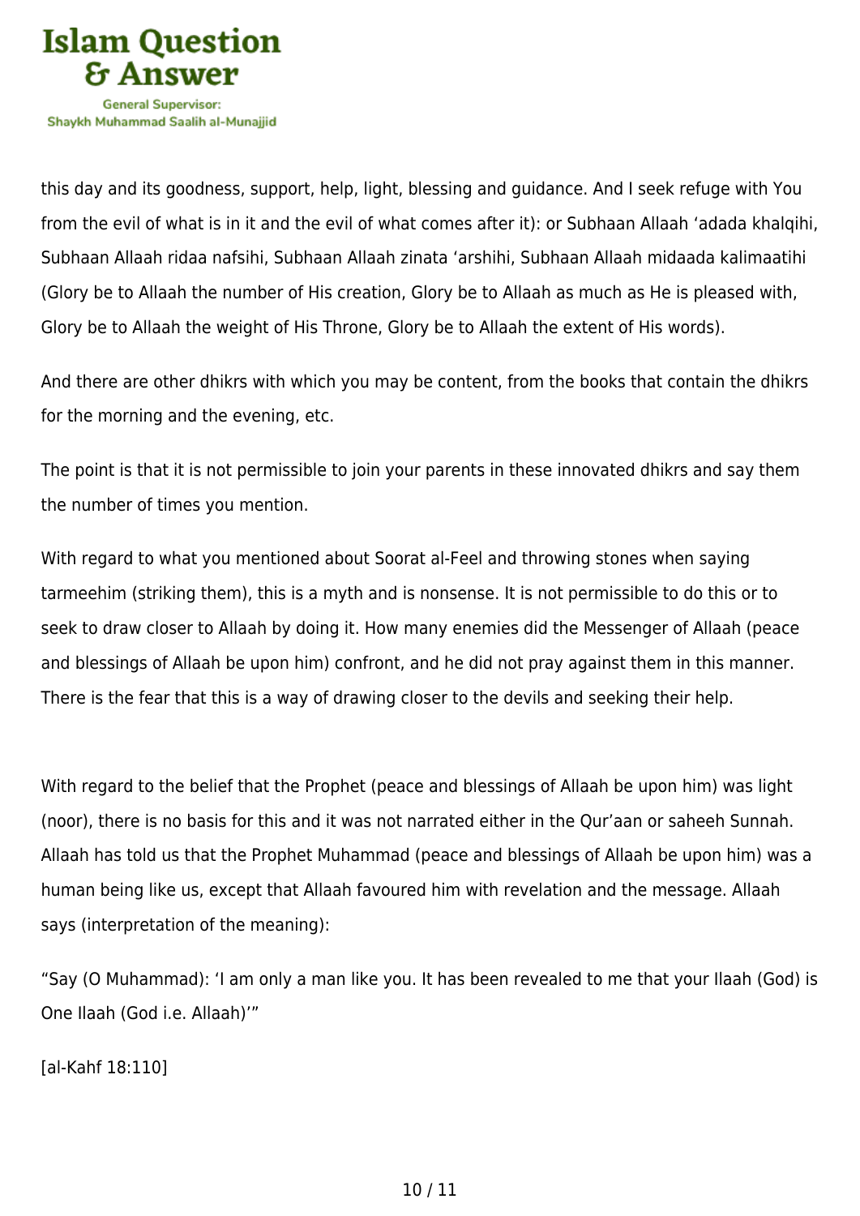this day and its goodness, support, help, light, blessing and guidance. And I seek refuge with You from the evil of what is in it and the evil of what comes after it): or Subhaan Allaah 'adada khalqihi, Subhaan Allaah ridaa nafsihi, Subhaan Allaah zinata 'arshihi, Subhaan Allaah midaada kalimaatihi (Glory be to Allaah the number of His creation, Glory be to Allaah as much as He is pleased with, Glory be to Allaah the weight of His Throne, Glory be to Allaah the extent of His words).

And there are other dhikrs with which you may be content, from the books that contain the dhikrs for the morning and the evening, etc.

The point is that it is not permissible to join your parents in these innovated dhikrs and say them the number of times you mention.

With regard to what you mentioned about Soorat al-Feel and throwing stones when saying tarmeehim (striking them), this is a myth and is nonsense. It is not permissible to do this or to seek to draw closer to Allaah by doing it. How many enemies did the Messenger of Allaah (peace and blessings of Allaah be upon him) confront, and he did not pray against them in this manner. There is the fear that this is a way of drawing closer to the devils and seeking their help.

With regard to the belief that the Prophet (peace and blessings of Allaah be upon him) was light (noor), there is no basis for this and it was not narrated either in the Qur'aan or saheeh Sunnah. Allaah has told us that the Prophet Muhammad (peace and blessings of Allaah be upon him) was a human being like us, except that Allaah favoured him with revelation and the message. Allaah says (interpretation of the meaning):

"Say (O Muhammad): 'I am only a man like you. It has been revealed to me that your Ilaah (God) is One Ilaah (God i.e. Allaah)'"

[al-Kahf 18:110]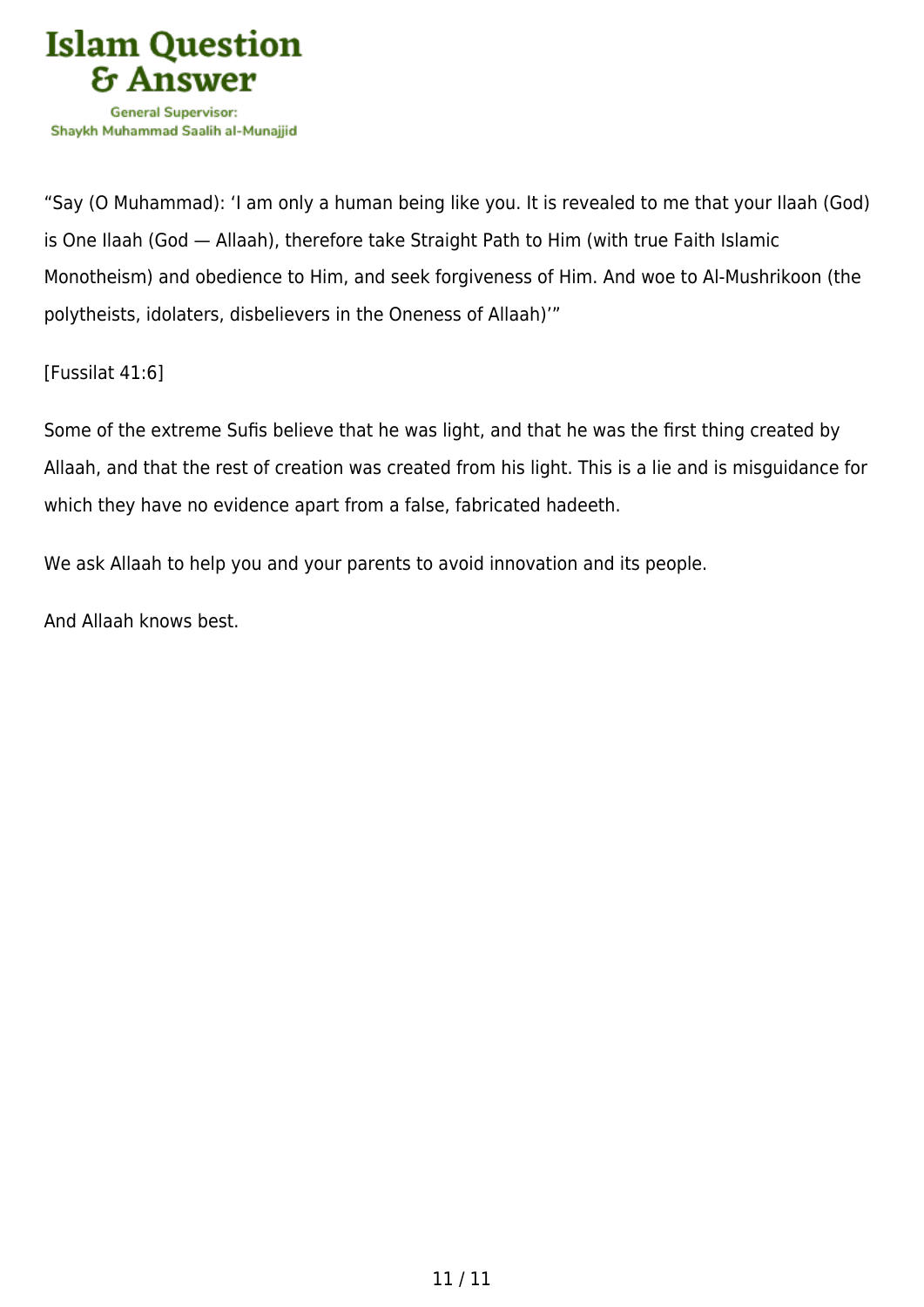"Say (O Muhammad): 'I am only a human being like you. It is revealed to me that your Ilaah (God) is One Ilaah (God — Allaah), therefore take Straight Path to Him (with true Faith Islamic Monotheism) and obedience to Him, and seek forgiveness of Him. And woe to Al-Mushrikoon (the polytheists, idolaters, disbelievers in the Oneness of Allaah)'"

[Fussilat 41:6]

Some of the extreme Sufis believe that he was light, and that he was the first thing created by Allaah, and that the rest of creation was created from his light. This is a lie and is misguidance for which they have no evidence apart from a false, fabricated hadeeth.

We ask Allaah to help you and your parents to avoid innovation and its people.

And Allaah knows best.